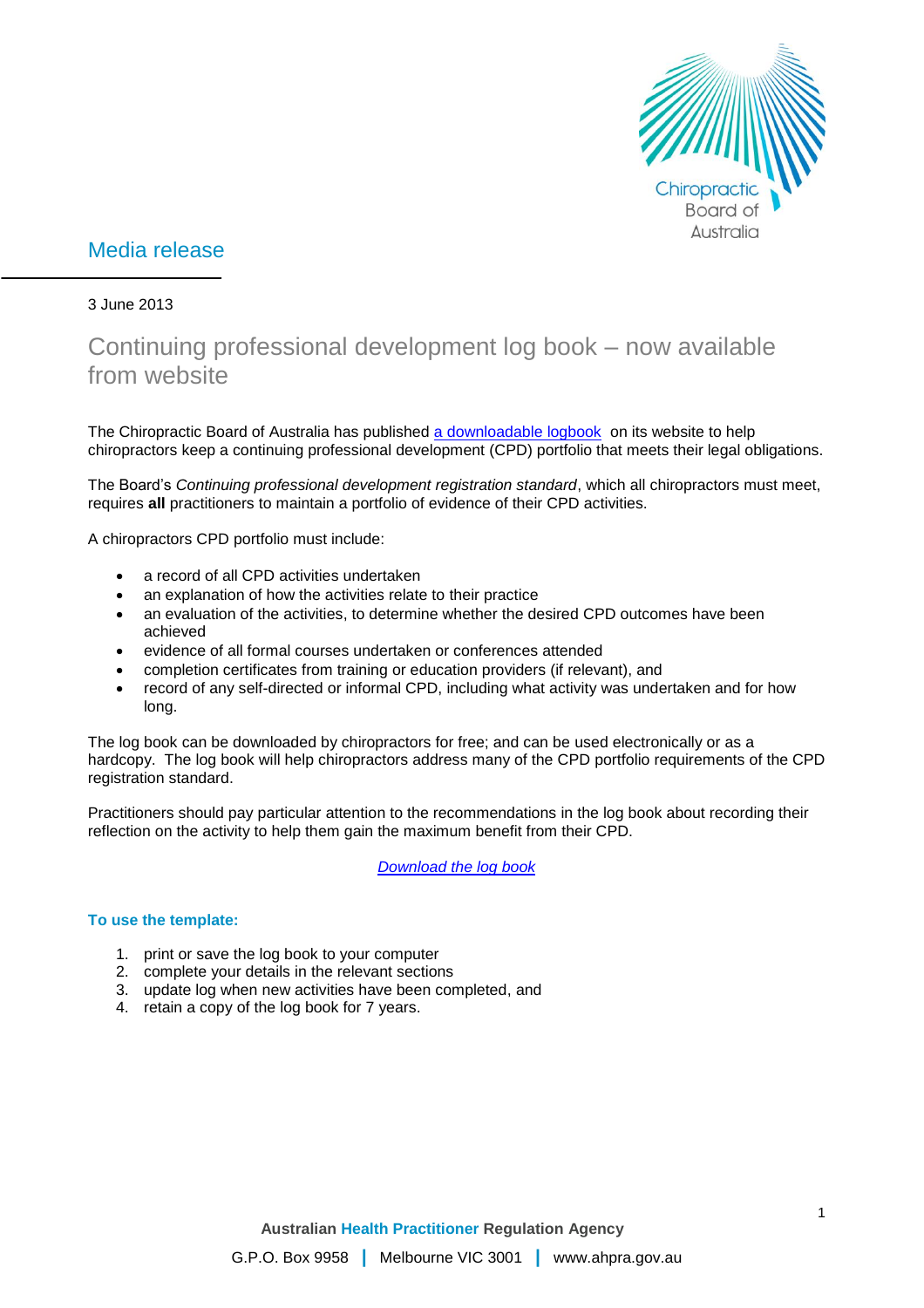Chiropractic Board of Australia

## Media release

3 June 2013

# Continuing professional development log book – now available from website

The Chiropractic Board of Australia has published a downloadable logbook on its website to help chiropractors keep a continuing professional development (CPD) portfolio that meets their legal obligations.

The Board's *Continuing professional development registration standard*, which all chiropractors must meet, requires **all** practitioners to maintain a portfolio of evidence of their CPD activities.

A chiropractors CPD portfolio must include:

- a record of all CPD activities undertaken
- an explanation of how the activities relate to their practice
- an evaluation of the activities, to determine whether the desired CPD outcomes have been achieved
- evidence of all formal courses undertaken or conferences attended
- completion certificates from training or education providers (if relevant), and
- record of any self-directed or informal CPD, including what activity was undertaken and for how long.

The log book can be downloaded by chiropractors for free; and can be used electronically or as a hardcopy. The log book will help chiropractors address many of the CPD portfolio requirements of the CPD registration standard.

Practitioners should pay particular attention to the recommendations in the log book about recording their reflection on the activity to help them gain the maximum benefit from their CPD.

*Download the log book*

### To use the template:

1. print or save the log book to your computer
2. complete your details in the relevant sections
3. update log when new activities have been completed, and
4. retain a copy of the log book for 7 years.

**Australian Health Practitioner Regulation Agency**

G.P.O. Box 9958 | Melbourne VIC 3001 | www.ahpra.gov.au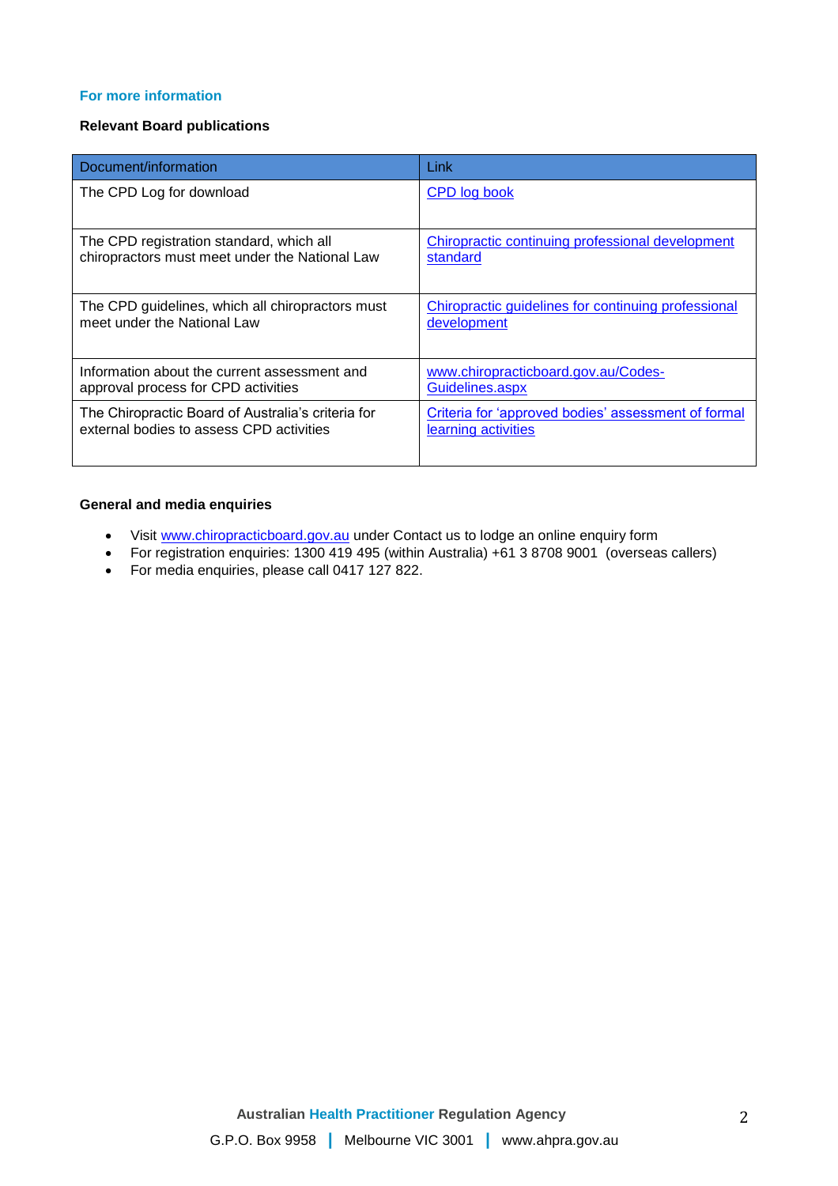## For more information

**Relevant Board publications**

| Document/information | Link |
|---|---|
| The CPD Log for download | CPD log book |
| The CPD registration standard, which all chiropractors must meet under the National Law | Chiropractic continuing professional development standard |
| The CPD guidelines, which all chiropractors must meet under the National Law | Chiropractic guidelines for continuing professional development |
| Information about the current assessment and approval process for CPD activities | www.chiropracticboard.gov.au/Codes-Guidelines.aspx |
| The Chiropractic Board of Australia's criteria for external bodies to assess CPD activities | Criteria for 'approved bodies' assessment of formal learning activities |

**General and media enquiries**

- Visit www.chiropracticboard.gov.au under Contact us to lodge an online enquiry form
- For registration enquiries: 1300 419 495 (within Australia) +61 3 8708 9001 (overseas callers)
- For media enquiries, please call 0417 127 822.

Australian Health Practitioner Regulation Agency

G.P.O. Box 9958 | Melbourne VIC 3001 | www.ahpra.gov.au